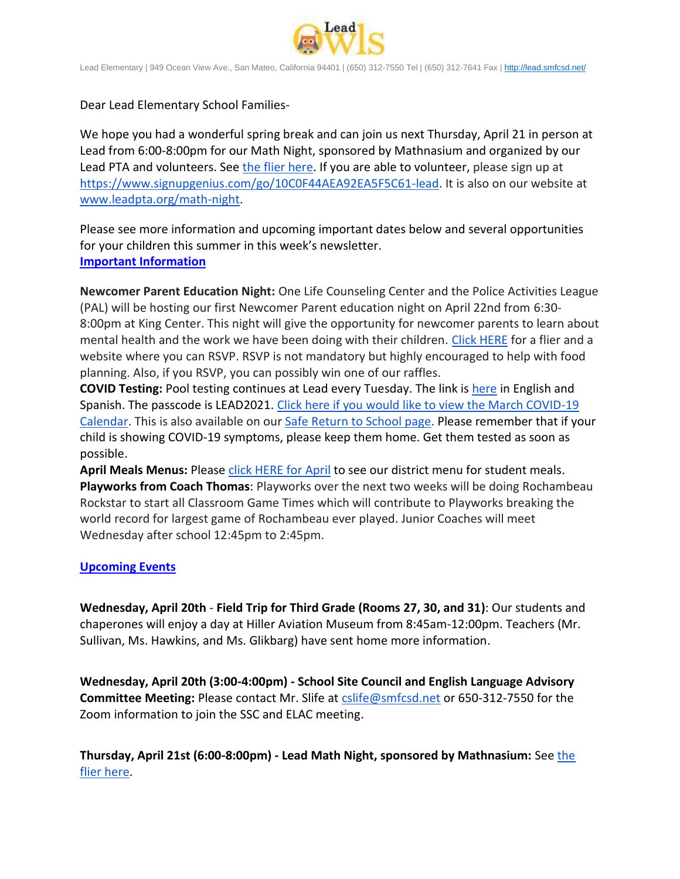Lead Elementary | 949 Ocean View Ave., San Mateo, California 94401 | (650) 312-7550 Tel | (650) 312-7641 Fax | http://lead.smfcsd.net/

Dear Lead Elementary School Families-

We hope you had a wonderful spring break and can join us next Thursday, April 21 in person at Lead from 6:00-8:00pm for our Math Night, sponsored by Mathnasium and organized by our Lead PTA and volunteers. See the flier here. If you are able to volunteer, please sign up at https://www.signupgenius.com/go/10C0F44AEA92EA5F5C61-lead. It is also on our website at www.leadpta.org/math-night.

Please see more information and upcoming important dates below and several opportunities for your children this summer in this week's newsletter.

**Important Information**

**Newcomer Parent Education Night:** One Life Counseling Center and the Police Activities League (PAL) will be hosting our first Newcomer Parent education night on April 22nd from 6:30-8:00pm at King Center. This night will give the opportunity for newcomer parents to learn about mental health and the work we have been doing with their children. Click HERE for a flier and a website where you can RSVP. RSVP is not mandatory but highly encouraged to help with food planning. Also, if you RSVP, you can possibly win one of our raffles.

**COVID Testing:** Pool testing continues at Lead every Tuesday. The link is here in English and Spanish. The passcode is LEAD2021. Click here if you would like to view the March COVID-19 Calendar. This is also available on our Safe Return to School page. Please remember that if your child is showing COVID-19 symptoms, please keep them home. Get them tested as soon as possible.

**April Meals Menus:** Please click HERE for April to see our district menu for student meals.

**Playworks from Coach Thomas**: Playworks over the next two weeks will be doing Rochambeau Rockstar to start all Classroom Game Times which will contribute to Playworks breaking the world record for largest game of Rochambeau ever played. Junior Coaches will meet Wednesday after school 12:45pm to 2:45pm.

**Upcoming Events**

**Wednesday, April 20th** - **Field Trip for Third Grade (Rooms 27, 30, and 31)**: Our students and chaperones will enjoy a day at Hiller Aviation Museum from 8:45am-12:00pm. Teachers (Mr. Sullivan, Ms. Hawkins, and Ms. Glikbarg) have sent home more information.

**Wednesday, April 20th (3:00-4:00pm) - School Site Council and English Language Advisory Committee Meeting:** Please contact Mr. Slife at cslife@smfcsd.net or 650-312-7550 for the Zoom information to join the SSC and ELAC meeting.

**Thursday, April 21st (6:00-8:00pm) - Lead Math Night, sponsored by Mathnasium:** See the flier here.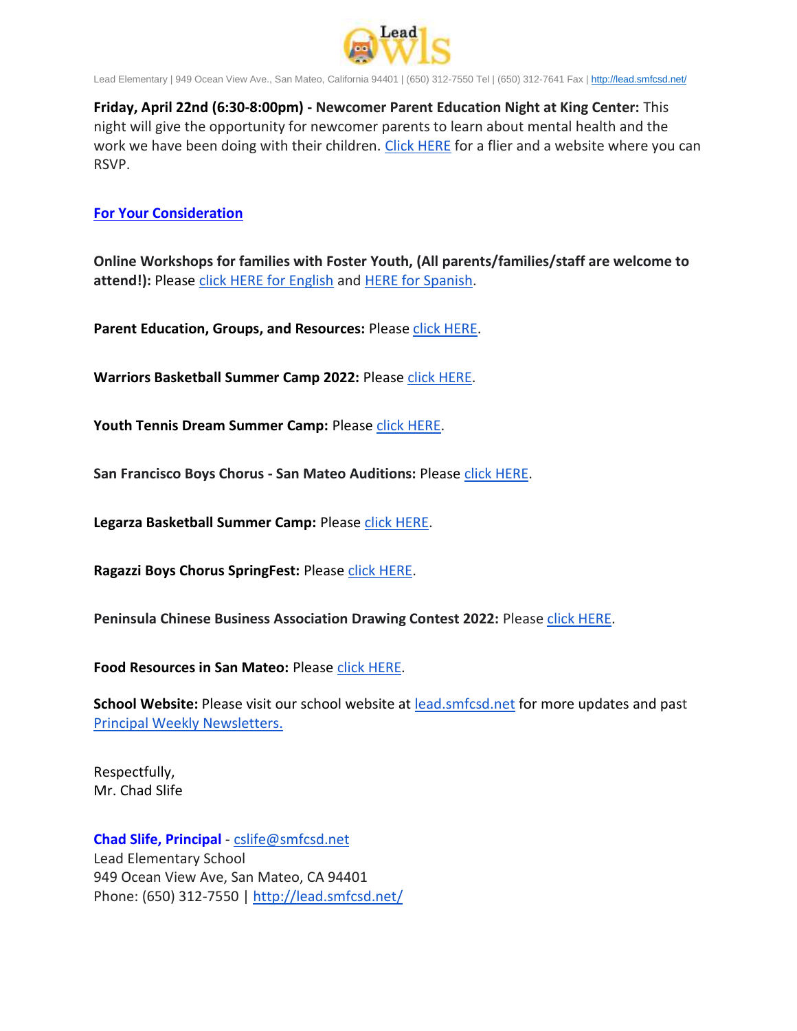**Friday, April 22nd (6:30-8:00pm) - Newcomer Parent Education Night at King Center:** This night will give the opportunity for newcomer parents to learn about mental health and the work we have been doing with their children. Click HERE for a flier and a website where you can RSVP.

**For Your Consideration**

**Online Workshops for families with Foster Youth, (All parents/families/staff are welcome to attend!):** Please click HERE for English and HERE for Spanish.

**Parent Education, Groups, and Resources:** Please click HERE.

**Warriors Basketball Summer Camp 2022:** Please click HERE.

**Youth Tennis Dream Summer Camp:** Please click HERE.

**San Francisco Boys Chorus - San Mateo Auditions:** Please click HERE.

**Legarza Basketball Summer Camp:** Please click HERE.

**Ragazzi Boys Chorus SpringFest:** Please click HERE.

**Peninsula Chinese Business Association Drawing Contest 2022:** Please click HERE.

**Food Resources in San Mateo:** Please click HERE.

**School Website:** Please visit our school website at lead.smfcsd.net for more updates and past Principal Weekly Newsletters.

Respectfully,
Mr. Chad Slife

**Chad Slife, Principal** - cslife@smfcsd.net
Lead Elementary School
949 Ocean View Ave, San Mateo, CA 94401
Phone: (650) 312-7550 | http://lead.smfcsd.net/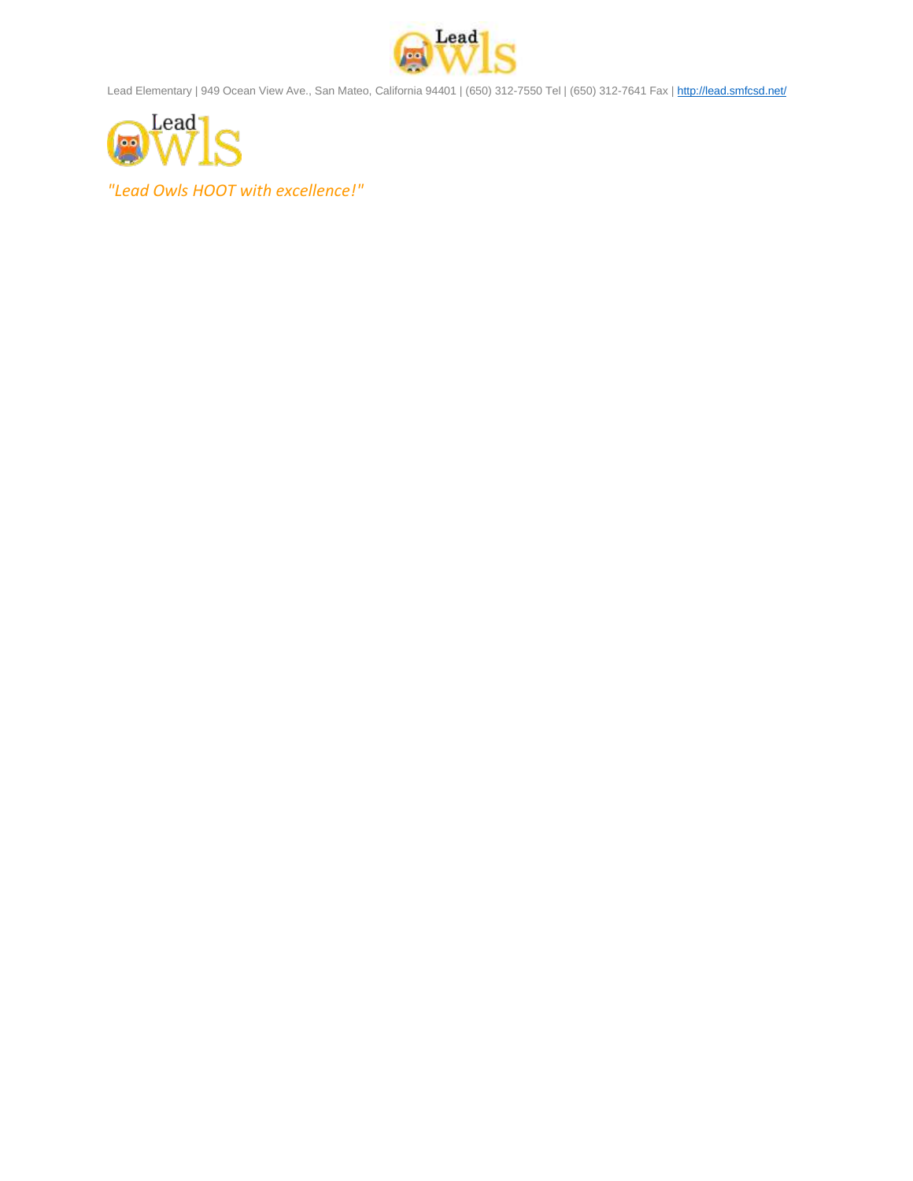*"Lead Owls HOOT with excellence!"*